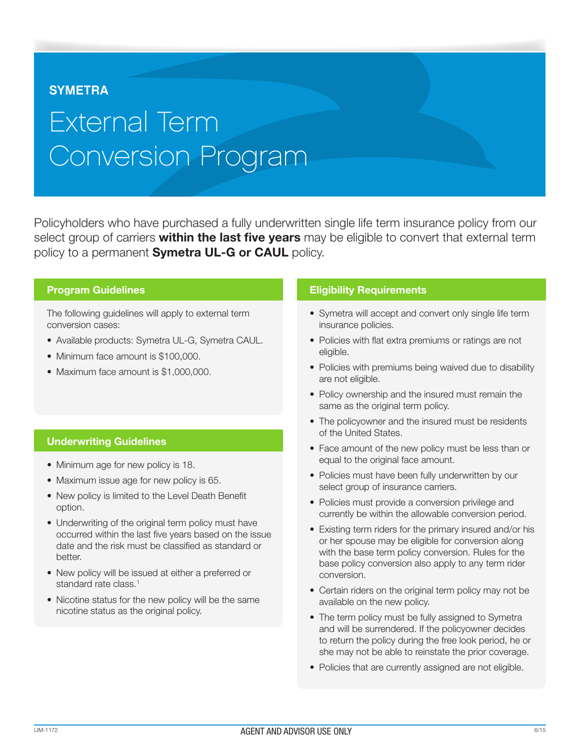**SYMETRA**

# External Term Conversion Program

Policyholders who have purchased a fully underwritten single life term insurance policy from our select group of carriers **within the last five years** may be eligible to convert that external term policy to a permanent **Symetra UL-G or CAUL** policy.

## Program Guidelines

The following guidelines will apply to external term conversion cases:

- Available products: Symetra UL-G, Symetra CAUL.
- Minimum face amount is $100,000.
- Maximum face amount is $1,000,000.

## Underwriting Guidelines

- Minimum age for new policy is 18.
- Maximum issue age for new policy is 65.
- New policy is limited to the Level Death Benefit option.
- Underwriting of the original term policy must have occurred within the last five years based on the issue date and the risk must be classified as standard or better.
- New policy will be issued at either a preferred or standard rate class.[1]
- Nicotine status for the new policy will be the same nicotine status as the original policy.

## Eligibility Requirements

- Symetra will accept and convert only single life term insurance policies.
- Policies with flat extra premiums or ratings are not eligible.
- Policies with premiums being waived due to disability are not eligible.
- Policy ownership and the insured must remain the same as the original term policy.
- The policyowner and the insured must be residents of the United States.
- Face amount of the new policy must be less than or equal to the original face amount.
- Policies must have been fully underwritten by our select group of insurance carriers.
- Policies must provide a conversion privilege and currently be within the allowable conversion period.
- Existing term riders for the primary insured and/or his or her spouse may be eligible for conversion along with the base term policy conversion. Rules for the base policy conversion also apply to any term rider conversion.
- Certain riders on the original term policy may not be available on the new policy.
- The term policy must be fully assigned to Symetra and will be surrendered. If the policyowner decides to return the policy during the free look period, he or she may not be able to reinstate the prior coverage.
- Policies that are currently assigned are not eligible.

LIM-1172 AGENT AND ADVISOR USE ONLY 6/15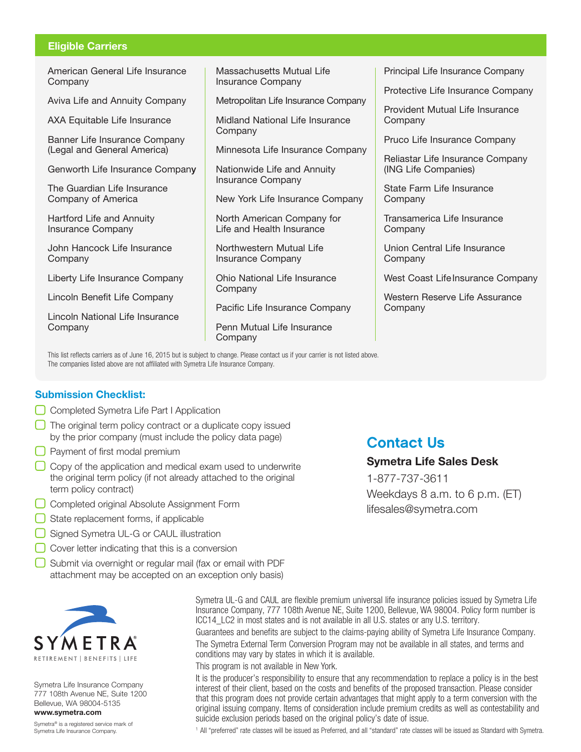## Eligible Carriers

- American General Life Insurance Company
- Aviva Life and Annuity Company
- AXA Equitable Life Insurance
- Banner Life Insurance Company (Legal and General America)
- Genworth Life Insurance Company
- The Guardian Life Insurance Company of America
- Hartford Life and Annuity Insurance Company
- John Hancock Life Insurance Company
- Liberty Life Insurance Company
- Lincoln Benefit Life Company
- Lincoln National Life Insurance Company
- Massachusetts Mutual Life Insurance Company
- Metropolitan Life Insurance Company
- Midland National Life Insurance Company
- Minnesota Life Insurance Company
- Nationwide Life and Annuity Insurance Company
- New York Life Insurance Company
- North American Company for Life and Health Insurance
- Northwestern Mutual Life Insurance Company
- Ohio National Life Insurance Company
- Pacific Life Insurance Company
- Penn Mutual Life Insurance Company
- Principal Life Insurance Company
- Protective Life Insurance Company
- Provident Mutual Life Insurance Company
- Pruco Life Insurance Company
- Reliastar Life Insurance Company (ING Life Companies)
- State Farm Life Insurance Company
- Transamerica Life Insurance Company
- Union Central Life Insurance Company
- West Coast Life Insurance Company
- Western Reserve Life Assurance Company

This list reflects carriers as of June 16, 2015 but is subject to change. Please contact us if your carrier is not listed above. The companies listed above are not affiliated with Symetra Life Insurance Company.

## Submission Checklist:

- ☐ Completed Symetra Life Part I Application
- ☐ The original term policy contract or a duplicate copy issued by the prior company (must include the policy data page)
- ☐ Payment of first modal premium
- ☐ Copy of the application and medical exam used to underwrite the original term policy (if not already attached to the original term policy contract)
- ☐ Completed original Absolute Assignment Form
- ☐ State replacement forms, if applicable
- ☐ Signed Symetra UL-G or CAUL illustration
- ☐ Cover letter indicating that this is a conversion
- ☐ Submit via overnight or regular mail (fax or email with PDF attachment may be accepted on an exception only basis)

## Contact Us

### Symetra Life Sales Desk

1-877-737-3611
Weekdays 8 a.m. to 6 p.m. (ET)
lifesales@symetra.com

SYMETRA
RETIREMENT | BENEFITS | LIFE

Symetra Life Insurance Company
777 108th Avenue NE, Suite 1200
Bellevue, WA 98004-5135
**www.symetra.com**

Symetra® is a registered service mark of Symetra Life Insurance Company.

Symetra UL-G and CAUL are flexible premium universal life insurance policies issued by Symetra Life Insurance Company, 777 108th Avenue NE, Suite 1200, Bellevue, WA 98004. Policy form number is ICC14_LC2 in most states and is not available in all U.S. states or any U.S. territory.

Guarantees and benefits are subject to the claims-paying ability of Symetra Life Insurance Company.

The Symetra External Term Conversion Program may not be available in all states, and terms and conditions may vary by states in which it is available.

This program is not available in New York.

It is the producer's responsibility to ensure that any recommendation to replace a policy is in the best interest of their client, based on the costs and benefits of the proposed transaction. Please consider that this program does not provide certain advantages that might apply to a term conversion with the original issuing company. Items of consideration include premium credits as well as contestability and suicide exclusion periods based on the original policy's date of issue.

[1] All "preferred" rate classes will be issued as Preferred, and all "standard" rate classes will be issued as Standard with Symetra.